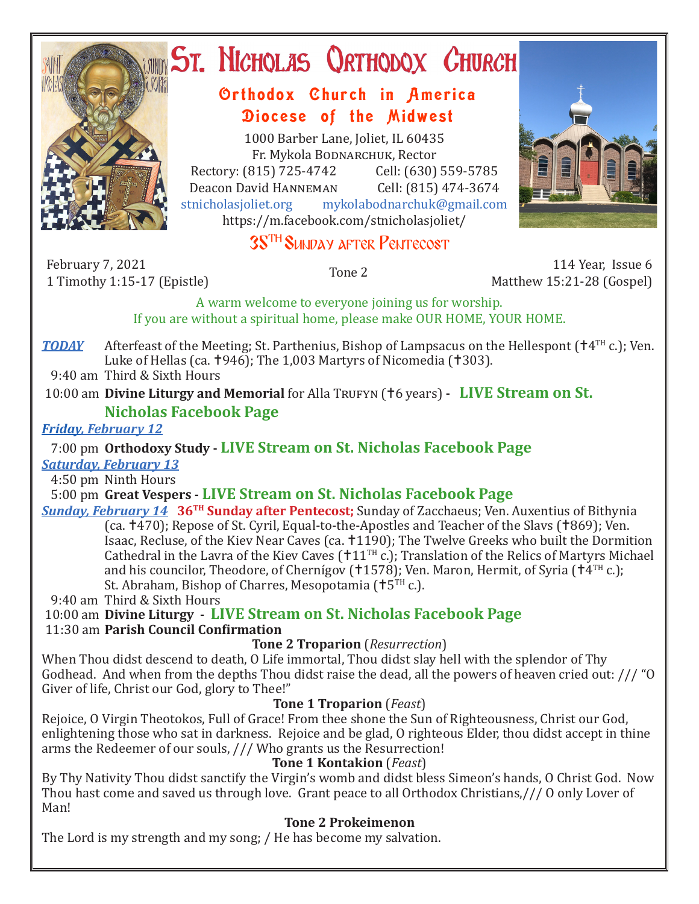# St. Nicholas Orthodox Church

## Orthodox Church in America
## Diocese of the Midwest

1000 Barber Lane, Joliet, IL 60435
Fr. Mykola Bodnarchuk, Rector
Rectory: (815) 725-4742 Cell: (630) 559-5785
Deacon David Hanneman Cell: (815) 474-3674
stnicholasjoliet.org mykolabodnarchuk@gmail.com
https://m.facebook.com/stnicholasjoliet/

## 35TH Sunday after Pentecost

February 7, 2021
1 Timothy 1:15-17 (Epistle)

Tone 2

114 Year, Issue 6
Matthew 15:21-28 (Gospel)

A warm welcome to everyone joining us for worship.
If you are without a spiritual home, please make OUR HOME, YOUR HOME.

***TODAY*** Afterfeast of the Meeting; St. Parthenius, Bishop of Lampsacus on the Hellespont (✝4TH c.); Ven. Luke of Hellas (ca. ✝946); The 1,003 Martyrs of Nicomedia (✝303).

9:40 am Third & Sixth Hours
10:00 am **Divine Liturgy and Memorial** for Alla Trufyn (✝6 years) - **LIVE Stream on St. Nicholas Facebook Page**

***Friday, February 12***

7:00 pm **Orthodoxy Study - LIVE Stream on St. Nicholas Facebook Page**

***Saturday, February 13***

4:50 pm Ninth Hours
5:00 pm **Great Vespers - LIVE Stream on St. Nicholas Facebook Page**

***Sunday, February 14*** **36TH Sunday after Pentecost;** Sunday of Zacchaeus; Ven. Auxentius of Bithynia (ca. ✝470); Repose of St. Cyril, Equal-to-the-Apostles and Teacher of the Slavs (✝869); Ven. Isaac, Recluse, of the Kiev Near Caves (ca. ✝1190); The Twelve Greeks who built the Dormition Cathedral in the Lavra of the Kiev Caves (✝11TH c.); Translation of the Relics of Martyrs Michael and his councilor, Theodore, of Chernígov (✝1578); Ven. Maron, Hermit, of Syria (✝4TH c.); St. Abraham, Bishop of Charres, Mesopotamia (✝5TH c.).

9:40 am Third & Sixth Hours
10:00 am **Divine Liturgy - LIVE Stream on St. Nicholas Facebook Page**
11:30 am **Parish Council Confirmation**

**Tone 2 Troparion** (*Resurrection*)

When Thou didst descend to death, O Life immortal, Thou didst slay hell with the splendor of Thy Godhead. And when from the depths Thou didst raise the dead, all the powers of heaven cried out: /// "O Giver of life, Christ our God, glory to Thee!"

**Tone 1 Troparion** (*Feast*)

Rejoice, O Virgin Theotokos, Full of Grace! From thee shone the Sun of Righteousness, Christ our God, enlightening those who sat in darkness. Rejoice and be glad, O righteous Elder, thou didst accept in thine arms the Redeemer of our souls, /// Who grants us the Resurrection!

**Tone 1 Kontakion** (*Feast*)

By Thy Nativity Thou didst sanctify the Virgin's womb and didst bless Simeon's hands, O Christ God. Now Thou hast come and saved us through love. Grant peace to all Orthodox Christians,/// O only Lover of Man!

**Tone 2 Prokeimenon**

The Lord is my strength and my song; / He has become my salvation.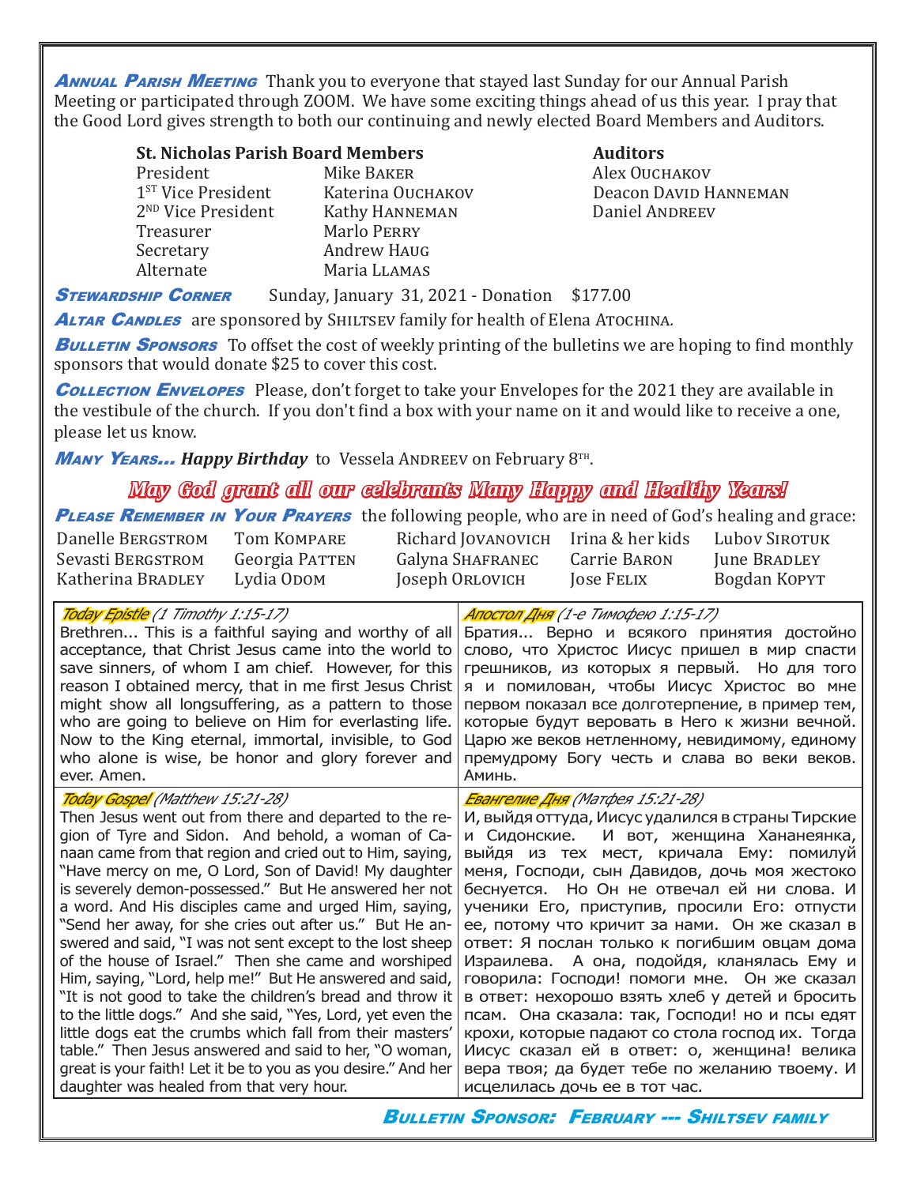**ANNUAL PARISH MEETING** Thank you to everyone that stayed last Sunday for our Annual Parish Meeting or participated through ZOOM. We have some exciting things ahead of us this year. I pray that the Good Lord gives strength to both our continuing and newly elected Board Members and Auditors.

| St. Nicholas Parish Board Members | | Auditors |
|---|---|---|
| President | Mike BAKER | Alex OUCHAKOV |
| 1ST Vice President | Katerina OUCHAKOV | Deacon DAVID HANNEMAN |
| 2ND Vice President | Kathy HANNEMAN | Daniel ANDREEV |
| Treasurer | Marlo PERRY | |
| Secretary | Andrew HAUG | |
| Alternate | Maria LLAMAS | |

**STEWARDSHIP CORNER** Sunday, January 31, 2021 - Donation $177.00

**ALTAR CANDLES** are sponsored by SHILTSEV family for health of Elena ATOCHINA.

**BULLETIN SPONSORS** To offset the cost of weekly printing of the bulletins we are hoping to find monthly sponsors that would donate $25 to cover this cost.

**COLLECTION ENVELOPES** Please, don't forget to take your Envelopes for the 2021 they are available in the vestibule of the church. If you don't find a box with your name on it and would like to receive a one, please let us know.

**MANY YEARS...** ***Happy Birthday*** to Vessela ANDREEV on February 8TH.

***May God grant all our celebrants Many Happy and Healthy Years!***

**PLEASE REMEMBER IN YOUR PRAYERS** the following people, who are in need of God's healing and grace:

| | | | | |
|---|---|---|---|---|
| Danelle BERGSTROM | Tom KOMPARE | Richard JOVANOVICH | Irina & her kids | Lubov SIROTUK |
| Sevasti BERGSTROM | Georgia PATTEN | Galyna SHAFRANEC | Carrie BARON | June BRADLEY |
| Katherina BRADLEY | Lydia ODOM | Joseph ORLOVICH | Jose FELIX | Bogdan KOPYT |

*Today Epistle* *(1 Timothy 1:15-17)*
Brethren... This is a faithful saying and worthy of all acceptance, that Christ Jesus came into the world to save sinners, of whom I am chief. However, for this reason I obtained mercy, that in me first Jesus Christ might show all longsuffering, as a pattern to those who are going to believe on Him for everlasting life. Now to the King eternal, immortal, invisible, to God who alone is wise, be honor and glory forever and ever. Amen.

*Апостол Дня* *(1-е Тимофею 1:15-17)*
Братия... Верно и всякого принятия достойно слово, что Христос Иисус пришел в мир спасти грешников, из которых я первый. Но для того я и помилован, чтобы Иисус Христос во мне первом показал все долготерпение, в пример тем, которые будут веровать в Него к жизни вечной. Царю же веков нетленному, невидимому, единому премудрому Богу честь и слава во веки веков. Аминь.

*Today Gospel* *(Matthew 15:21-28)*
Then Jesus went out from there and departed to the region of Tyre and Sidon. And behold, a woman of Canaan came from that region and cried out to Him, saying, "Have mercy on me, O Lord, Son of David! My daughter is severely demon-possessed." But He answered her not a word. And His disciples came and urged Him, saying, "Send her away, for she cries out after us." But He answered and said, "I was not sent except to the lost sheep of the house of Israel." Then she came and worshiped Him, saying, "Lord, help me!" But He answered and said, "It is not good to take the children's bread and throw it to the little dogs." And she said, "Yes, Lord, yet even the little dogs eat the crumbs which fall from their masters' table." Then Jesus answered and said to her, "O woman, great is your faith! Let it be to you as you desire." And her daughter was healed from that very hour.

*Евангелие Дня* *(Матфея 15:21-28)*
И, выйдя оттуда, Иисус удалился в страны Тирские и Сидонские. И вот, женщина Хананеянка, выйдя из тех мест, кричала Ему: помилуй меня, Господи, сын Давидов, дочь моя жестоко беснуется. Но Он не отвечал ей ни слова. И ученики Его, приступив, просили Его: отпусти ее, потому что кричит за нами. Он же сказал в ответ: Я послан только к погибшим овцам дома Израилева. А она, подойдя, кланялась Ему и говорила: Господи! помоги мне. Он же сказал в ответ: нехорошо взять хлеб у детей и бросить псам. Она сказала: так, Господи! но и псы едят крохи, которые падают со стола господ их. Тогда Иисус сказал ей в ответ: о, женщина! велика вера твоя; да будет тебе по желанию твоему. И исцелилась дочь ее в тот час.

**BULLETIN SPONSOR: FEBRUARY --- SHILTSEV FAMILY**